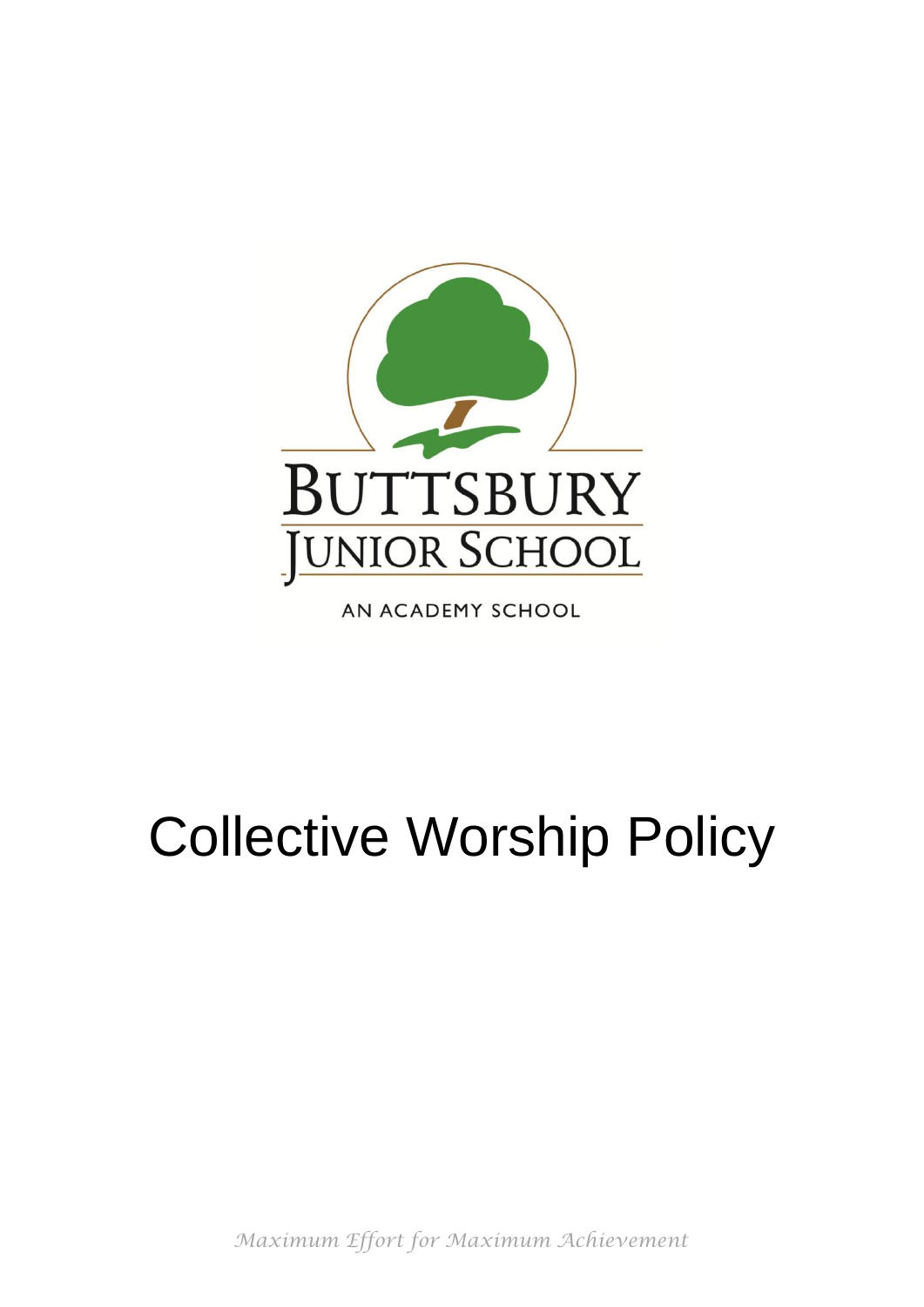BUTTSBURY JUNIOR SCHOOL

AN ACADEMY SCHOOL

# Collective Worship Policy

*Maximum Effort for Maximum Achievement*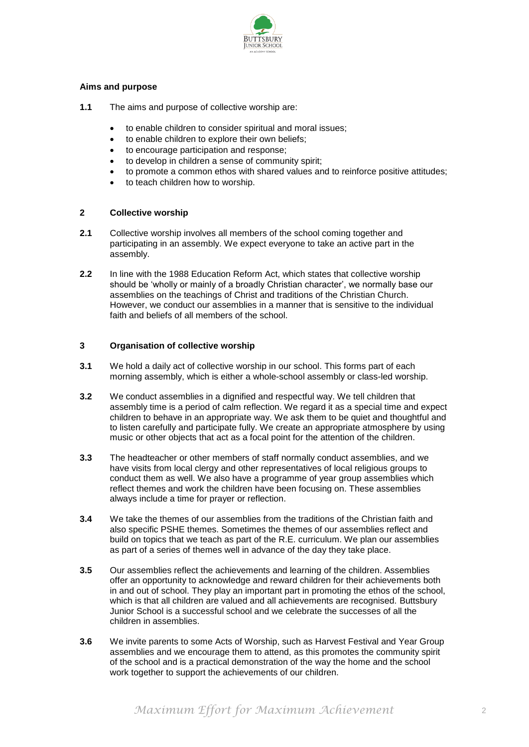#### Aims and purpose

**1.1** The aims and purpose of collective worship are:

- to enable children to consider spiritual and moral issues;
- to enable children to explore their own beliefs;
- to encourage participation and response;
- to develop in children a sense of community spirit;
- to promote a common ethos with shared values and to reinforce positive attitudes;
- to teach children how to worship.

#### 2 Collective worship

**2.1** Collective worship involves all members of the school coming together and participating in an assembly. We expect everyone to take an active part in the assembly.

**2.2** In line with the 1988 Education Reform Act, which states that collective worship should be 'wholly or mainly of a broadly Christian character', we normally base our assemblies on the teachings of Christ and traditions of the Christian Church. However, we conduct our assemblies in a manner that is sensitive to the individual faith and beliefs of all members of the school.

#### 3 Organisation of collective worship

**3.1** We hold a daily act of collective worship in our school. This forms part of each morning assembly, which is either a whole-school assembly or class-led worship.

**3.2** We conduct assemblies in a dignified and respectful way. We tell children that assembly time is a period of calm reflection. We regard it as a special time and expect children to behave in an appropriate way. We ask them to be quiet and thoughtful and to listen carefully and participate fully. We create an appropriate atmosphere by using music or other objects that act as a focal point for the attention of the children.

**3.3** The headteacher or other members of staff normally conduct assemblies, and we have visits from local clergy and other representatives of local religious groups to conduct them as well. We also have a programme of year group assemblies which reflect themes and work the children have been focusing on. These assemblies always include a time for prayer or reflection.

**3.4** We take the themes of our assemblies from the traditions of the Christian faith and also specific PSHE themes. Sometimes the themes of our assemblies reflect and build on topics that we teach as part of the R.E. curriculum. We plan our assemblies as part of a series of themes well in advance of the day they take place.

**3.5** Our assemblies reflect the achievements and learning of the children. Assemblies offer an opportunity to acknowledge and reward children for their achievements both in and out of school. They play an important part in promoting the ethos of the school, which is that all children are valued and all achievements are recognised. Buttsbury Junior School is a successful school and we celebrate the successes of all the children in assemblies.

**3.6** We invite parents to some Acts of Worship, such as Harvest Festival and Year Group assemblies and we encourage them to attend, as this promotes the community spirit of the school and is a practical demonstration of the way the home and the school work together to support the achievements of our children.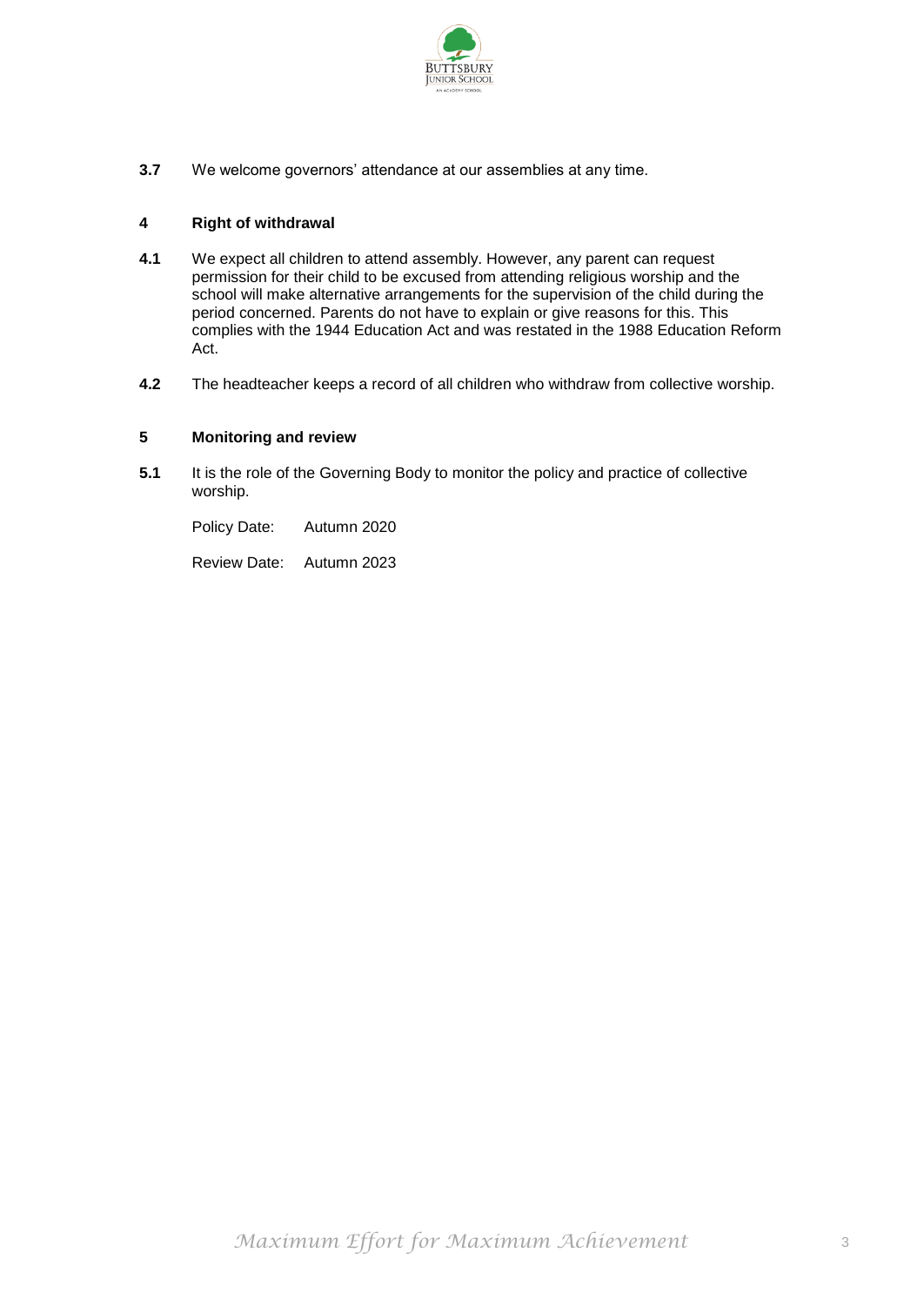**3.7** We welcome governors' attendance at our assemblies at any time.

## 4 Right of withdrawal

**4.1** We expect all children to attend assembly. However, any parent can request permission for their child to be excused from attending religious worship and the school will make alternative arrangements for the supervision of the child during the period concerned. Parents do not have to explain or give reasons for this. This complies with the 1944 Education Act and was restated in the 1988 Education Reform Act.

**4.2** The headteacher keeps a record of all children who withdraw from collective worship.

## 5 Monitoring and review

**5.1** It is the role of the Governing Body to monitor the policy and practice of collective worship.

Policy Date: Autumn 2020

Review Date: Autumn 2023